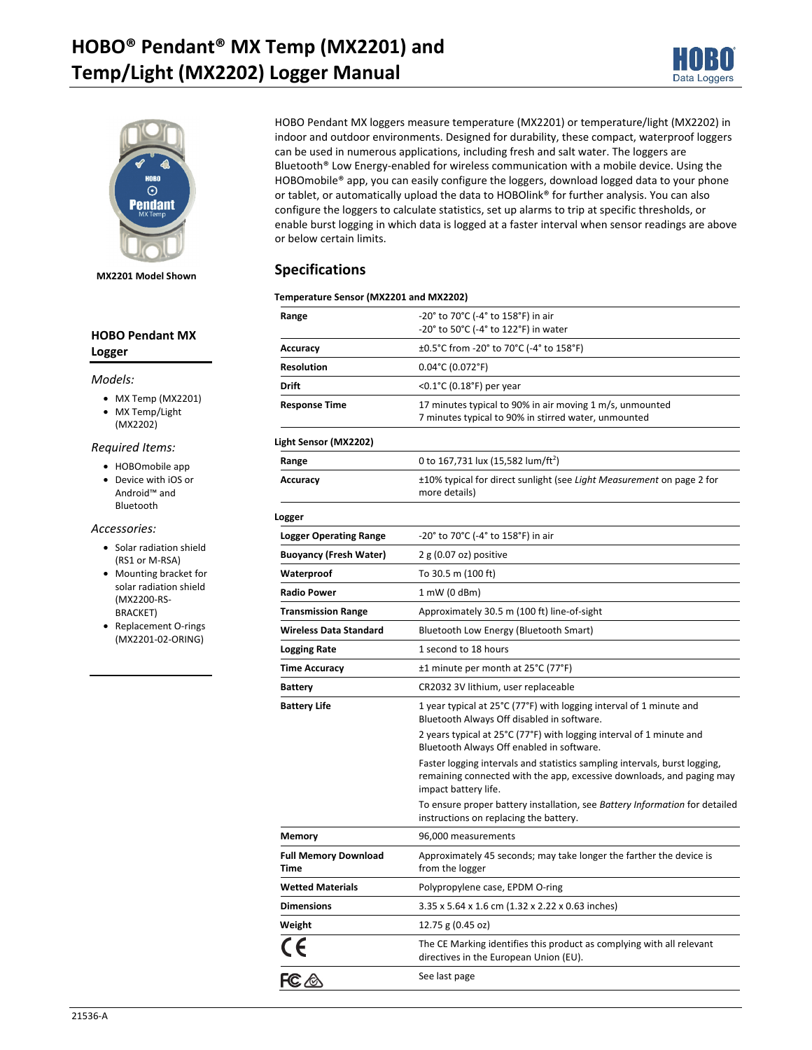# HOBO® Pendant® MX Temp (MX2201) and Temp/Light (MX2202) Logger Manual

MX2201 Model Shown

## HOBO Pendant MX Logger

*Models:*

- MX Temp (MX2201)
- MX Temp/Light (MX2202)

*Required Items:*

- HOBOmobile app
- Device with iOS or Android™ and Bluetooth

*Accessories:*

- Solar radiation shield (RS1 or M-RSA)
- Mounting bracket for solar radiation shield (MX2200-RS-BRACKET)
- Replacement O-rings (MX2201-02-ORING)

HOBO Pendant MX loggers measure temperature (MX2201) or temperature/light (MX2202) in indoor and outdoor environments. Designed for durability, these compact, waterproof loggers can be used in numerous applications, including fresh and salt water. The loggers are Bluetooth® Low Energy-enabled for wireless communication with a mobile device. Using the HOBOmobile® app, you can easily configure the loggers, download logged data to your phone or tablet, or automatically upload the data to HOBOlink® for further analysis. You can also configure the loggers to calculate statistics, set up alarms to trip at specific thresholds, or enable burst logging in which data is logged at a faster interval when sensor readings are above or below certain limits.

## Specifications

**Temperature Sensor (MX2201 and MX2202)**

| | |
|---|---|
| **Range** | -20° to 70°C (-4° to 158°F) in air<br>-20° to 50°C (-4° to 122°F) in water |
| **Accuracy** | ±0.5°C from -20° to 70°C (-4° to 158°F) |
| **Resolution** | 0.04°C (0.072°F) |
| **Drift** | <0.1°C (0.18°F) per year |
| **Response Time** | 17 minutes typical to 90% in air moving 1 m/s, unmounted<br>7 minutes typical to 90% in stirred water, unmounted |

**Light Sensor (MX2202)**

| | |
|---|---|
| **Range** | 0 to 167,731 lux (15,582 lum/ft$^2$) |
| **Accuracy** | ±10% typical for direct sunlight (see *Light Measurement* on page 2 for more details) |

**Logger**

| | |
|---|---|
| **Logger Operating Range** | -20° to 70°C (-4° to 158°F) in air |
| **Buoyancy (Fresh Water)** | 2 g (0.07 oz) positive |
| **Waterproof** | To 30.5 m (100 ft) |
| **Radio Power** | 1 mW (0 dBm) |
| **Transmission Range** | Approximately 30.5 m (100 ft) line-of-sight |
| **Wireless Data Standard** | Bluetooth Low Energy (Bluetooth Smart) |
| **Logging Rate** | 1 second to 18 hours |
| **Time Accuracy** | ±1 minute per month at 25°C (77°F) |
| **Battery** | CR2032 3V lithium, user replaceable |
| **Battery Life** | 1 year typical at 25°C (77°F) with logging interval of 1 minute and Bluetooth Always Off disabled in software.<br>2 years typical at 25°C (77°F) with logging interval of 1 minute and Bluetooth Always Off enabled in software.<br>Faster logging intervals and statistics sampling intervals, burst logging, remaining connected with the app, excessive downloads, and paging may impact battery life.<br>To ensure proper battery installation, see *Battery Information* for detailed instructions on replacing the battery. |
| **Memory** | 96,000 measurements |
| **Full Memory Download Time** | Approximately 45 seconds; may take longer the farther the device is from the logger |
| **Wetted Materials** | Polypropylene case, EPDM O-ring |
| **Dimensions** | 3.35 x 5.64 x 1.6 cm (1.32 x 2.22 x 0.63 inches) |
| **Weight** | 12.75 g (0.45 oz) |
| CE | The CE Marking identifies this product as complying with all relevant directives in the European Union (EU). |
| FC | See last page |

21536-A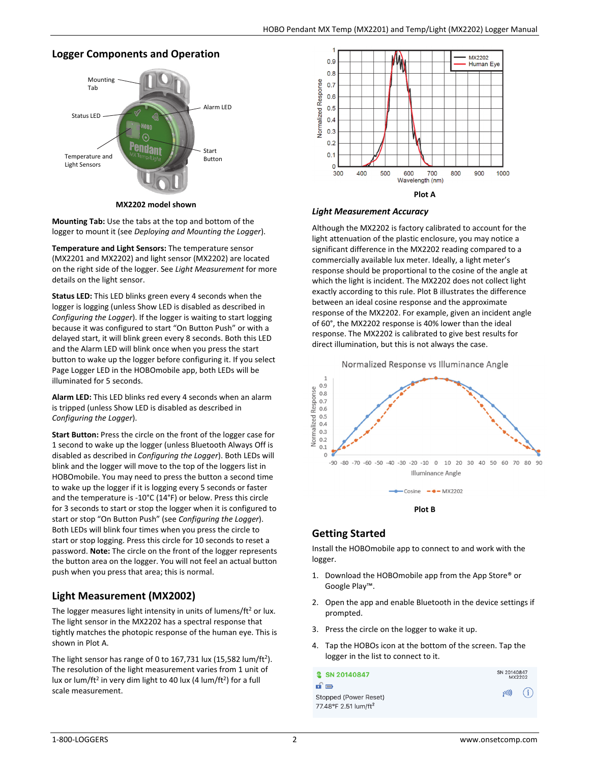## Logger Components and Operation

**MX2202 model shown**

**Mounting Tab:** Use the tabs at the top and bottom of the logger to mount it (see *Deploying and Mounting the Logger*).

**Temperature and Light Sensors:** The temperature sensor (MX2201 and MX2202) and light sensor (MX2202) are located on the right side of the logger. See *Light Measurement* for more details on the light sensor.

**Status LED:** This LED blinks green every 4 seconds when the logger is logging (unless Show LED is disabled as described in *Configuring the Logger*). If the logger is waiting to start logging because it was configured to start "On Button Push" or with a delayed start, it will blink green every 8 seconds. Both this LED and the Alarm LED will blink once when you press the start button to wake up the logger before configuring it. If you select Page Logger LED in the HOBOmobile app, both LEDs will be illuminated for 5 seconds.

**Alarm LED:** This LED blinks red every 4 seconds when an alarm is tripped (unless Show LED is disabled as described in *Configuring the Logger*).

**Start Button:** Press the circle on the front of the logger case for 1 second to wake up the logger (unless Bluetooth Always Off is disabled as described in *Configuring the Logger*). Both LEDs will blink and the logger will move to the top of the loggers list in HOBOmobile. You may need to press the button a second time to wake up the logger if it is logging every 5 seconds or faster and the temperature is -10°C (14°F) or below. Press this circle for 3 seconds to start or stop the logger when it is configured to start or stop "On Button Push" (see *Configuring the Logger*). Both LEDs will blink four times when you press the circle to start or stop logging. Press this circle for 10 seconds to reset a password. **Note:** The circle on the front of the logger represents the button area on the logger. You will not feel an actual button push when you press that area; this is normal.

## Light Measurement (MX2002)

The logger measures light intensity in units of lumens/ft² or lux. The light sensor in the MX2202 has a spectral response that tightly matches the photopic response of the human eye. This is shown in Plot A.

The light sensor has range of 0 to 167,731 lux (15,582 lum/ft²). The resolution of the light measurement varies from 1 unit of lux or lum/ft² in very dim light to 40 lux (4 lum/ft²) for a full scale measurement.

**Plot A**

### *Light Measurement Accuracy*

Although the MX2202 is factory calibrated to account for the light attenuation of the plastic enclosure, you may notice a significant difference in the MX2202 reading compared to a commercially available lux meter. Ideally, a light meter's response should be proportional to the cosine of the angle at which the light is incident. The MX2202 does not collect light exactly according to this rule. Plot B illustrates the difference between an ideal cosine response and the approximate response of the MX2202. For example, given an incident angle of 60°, the MX2202 response is 40% lower than the ideal response. The MX2202 is calibrated to give best results for direct illumination, but this is not always the case.

**Plot B**

## Getting Started

Install the HOBOmobile app to connect to and work with the logger.

1. Download the HOBOmobile app from the App Store® or Google Play™.
2. Open the app and enable Bluetooth in the device settings if prompted.
3. Press the circle on the logger to wake it up.
4. Tap the HOBOs icon at the bottom of the screen. Tap the logger in the list to connect to it.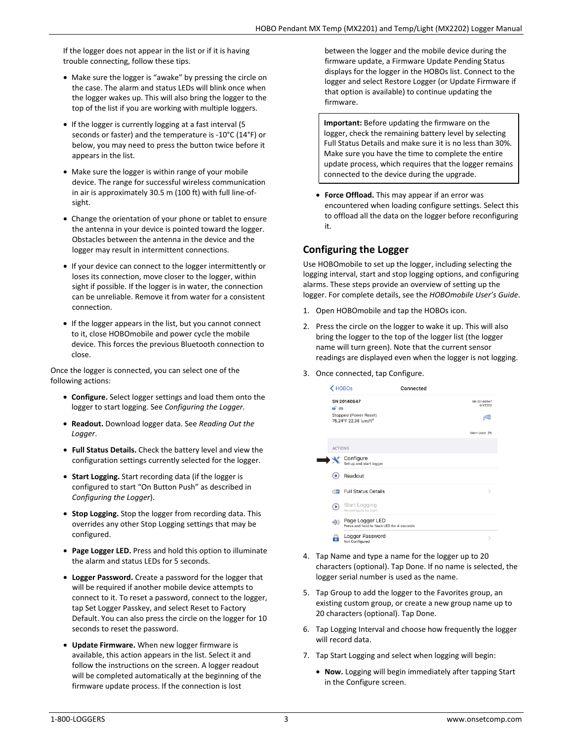If the logger does not appear in the list or if it is having trouble connecting, follow these tips.

- Make sure the logger is "awake" by pressing the circle on the case. The alarm and status LEDs will blink once when the logger wakes up. This will also bring the logger to the top of the list if you are working with multiple loggers.
- If the logger is currently logging at a fast interval (5 seconds or faster) and the temperature is -10°C (14°F) or below, you may need to press the button twice before it appears in the list.
- Make sure the logger is within range of your mobile device. The range for successful wireless communication in air is approximately 30.5 m (100 ft) with full line-of-sight.
- Change the orientation of your phone or tablet to ensure the antenna in your device is pointed toward the logger. Obstacles between the antenna in the device and the logger may result in intermittent connections.
- If your device can connect to the logger intermittently or loses its connection, move closer to the logger, within sight if possible. If the logger is in water, the connection can be unreliable. Remove it from water for a consistent connection.
- If the logger appears in the list, but you cannot connect to it, close HOBOmobile and power cycle the mobile device. This forces the previous Bluetooth connection to close.

Once the logger is connected, you can select one of the following actions:

- **Configure.** Select logger settings and load them onto the logger to start logging. See *Configuring the Logger*.
- **Readout.** Download logger data. See *Reading Out the Logger*.
- **Full Status Details.** Check the battery level and view the configuration settings currently selected for the logger.
- **Start Logging.** Start recording data (if the logger is configured to start "On Button Push" as described in *Configuring the Logger*).
- **Stop Logging.** Stop the logger from recording data. This overrides any other Stop Logging settings that may be configured.
- **Page Logger LED.** Press and hold this option to illuminate the alarm and status LEDs for 5 seconds.
- **Logger Password.** Create a password for the logger that will be required if another mobile device attempts to connect to it. To reset a password, connect to the logger, tap Set Logger Passkey, and select Reset to Factory Default. You can also press the circle on the logger for 10 seconds to reset the password.
- **Update Firmware.** When new logger firmware is available, this action appears in the list. Select it and follow the instructions on the screen. A logger readout will be completed automatically at the beginning of the firmware update process. If the connection is lost between the logger and the mobile device during the firmware update, a Firmware Update Pending Status displays for the logger in the HOBOs list. Connect to the logger and select Restore Logger (or Update Firmware if that option is available) to continue updating the firmware.

> **Important:** Before updating the firmware on the logger, check the remaining battery level by selecting Full Status Details and make sure it is no less than 30%. Make sure you have the time to complete the entire update process, which requires that the logger remains connected to the device during the upgrade.

- **Force Offload.** This may appear if an error was encountered when loading configure settings. Select this to offload all the data on the logger before reconfiguring it.

## Configuring the Logger

Use HOBOmobile to set up the logger, including selecting the logging interval, start and stop logging options, and configuring alarms. These steps provide an overview of setting up the logger. For complete details, see the *HOBOmobile User's Guide*.

1. Open HOBOmobile and tap the HOBOs icon.
2. Press the circle on the logger to wake it up. This will also bring the logger to the top of the logger list (the logger name will turn green). Note that the current sensor readings are displayed even when the logger is not logging.
3. Once connected, tap Configure.
4. Tap Name and type a name for the logger up to 20 characters (optional). Tap Done. If no name is selected, the logger serial number is used as the name.
5. Tap Group to add the logger to the Favorites group, an existing custom group, or create a new group name up to 20 characters (optional). Tap Done.
6. Tap Logging Interval and choose how frequently the logger will record data.
7. Tap Start Logging and select when logging will begin:
   - **Now.** Logging will begin immediately after tapping Start in the Configure screen.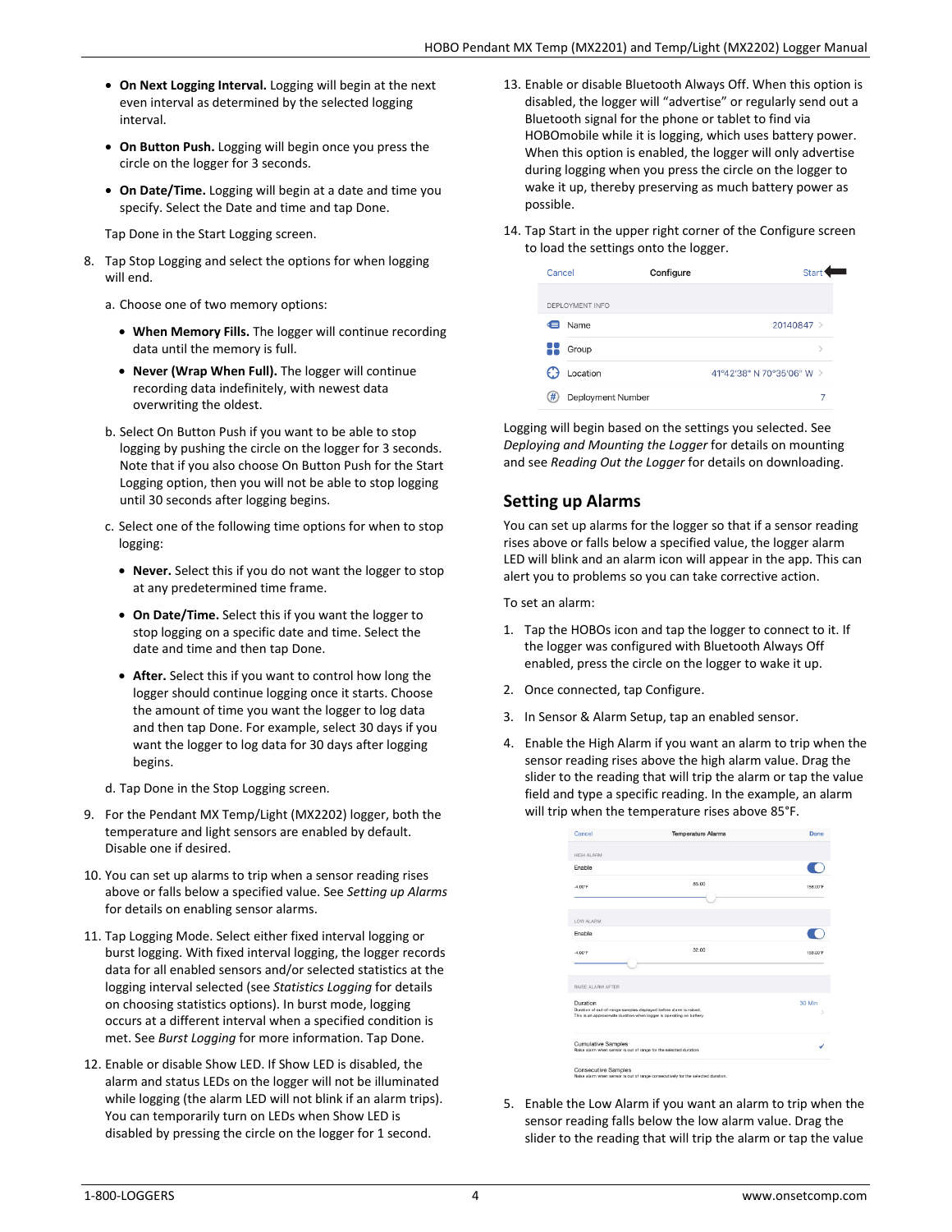- **On Next Logging Interval.** Logging will begin at the next even interval as determined by the selected logging interval.
- **On Button Push.** Logging will begin once you press the circle on the logger for 3 seconds.
- **On Date/Time.** Logging will begin at a date and time you specify. Select the Date and time and tap Done.

Tap Done in the Start Logging screen.

8. Tap Stop Logging and select the options for when logging will end.

   a. Choose one of two memory options:

   - **When Memory Fills.** The logger will continue recording data until the memory is full.
   - **Never (Wrap When Full).** The logger will continue recording data indefinitely, with newest data overwriting the oldest.

   b. Select On Button Push if you want to be able to stop logging by pushing the circle on the logger for 3 seconds. Note that if you also choose On Button Push for the Start Logging option, then you will not be able to stop logging until 30 seconds after logging begins.

   c. Select one of the following time options for when to stop logging:

   - **Never.** Select this if you do not want the logger to stop at any predetermined time frame.
   - **On Date/Time.** Select this if you want the logger to stop logging on a specific date and time. Select the date and time and then tap Done.
   - **After.** Select this if you want to control how long the logger should continue logging once it starts. Choose the amount of time you want the logger to log data and then tap Done. For example, select 30 days if you want the logger to log data for 30 days after logging begins.

   d. Tap Done in the Stop Logging screen.

9. For the Pendant MX Temp/Light (MX2202) logger, both the temperature and light sensors are enabled by default. Disable one if desired.
10. You can set up alarms to trip when a sensor reading rises above or falls below a specified value. See *Setting up Alarms* for details on enabling sensor alarms.
11. Tap Logging Mode. Select either fixed interval logging or burst logging. With fixed interval logging, the logger records data for all enabled sensors and/or selected statistics at the logging interval selected (see *Statistics Logging* for details on choosing statistics options). In burst mode, logging occurs at a different interval when a specified condition is met. See *Burst Logging* for more information. Tap Done.
12. Enable or disable Show LED. If Show LED is disabled, the alarm and status LEDs on the logger will not be illuminated while logging (the alarm LED will not blink if an alarm trips). You can temporarily turn on LEDs when Show LED is disabled by pressing the circle on the logger for 1 second.
13. Enable or disable Bluetooth Always Off. When this option is disabled, the logger will "advertise" or regularly send out a Bluetooth signal for the phone or tablet to find via HOBOmobile while it is logging, which uses battery power. When this option is enabled, the logger will only advertise during logging when you press the circle on the logger to wake it up, thereby preserving as much battery power as possible.
14. Tap Start in the upper right corner of the Configure screen to load the settings onto the logger.

Logging will begin based on the settings you selected. See *Deploying and Mounting the Logger* for details on mounting and see *Reading Out the Logger* for details on downloading.

## Setting up Alarms

You can set up alarms for the logger so that if a sensor reading rises above or falls below a specified value, the logger alarm LED will blink and an alarm icon will appear in the app. This can alert you to problems so you can take corrective action.

To set an alarm:

1. Tap the HOBOs icon and tap the logger to connect to it. If the logger was configured with Bluetooth Always Off enabled, press the circle on the logger to wake it up.
2. Once connected, tap Configure.
3. In Sensor & Alarm Setup, tap an enabled sensor.
4. Enable the High Alarm if you want an alarm to trip when the sensor reading rises above the high alarm value. Drag the slider to the reading that will trip the alarm or tap the value field and type a specific reading. In the example, an alarm will trip when the temperature rises above 85°F.
5. Enable the Low Alarm if you want an alarm to trip when the sensor reading falls below the low alarm value. Drag the slider to the reading that will trip the alarm or tap the value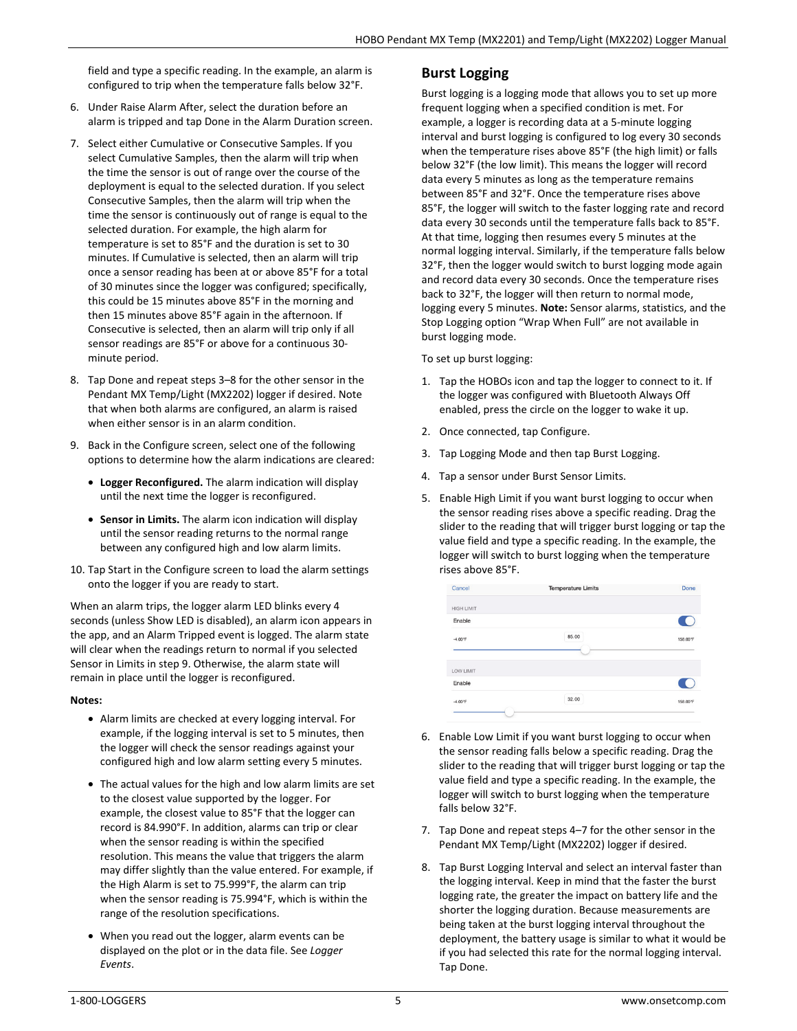field and type a specific reading. In the example, an alarm is configured to trip when the temperature falls below 32°F.

6. Under Raise Alarm After, select the duration before an alarm is tripped and tap Done in the Alarm Duration screen.
7. Select either Cumulative or Consecutive Samples. If you select Cumulative Samples, then the alarm will trip when the time the sensor is out of range over the course of the deployment is equal to the selected duration. If you select Consecutive Samples, then the alarm will trip when the time the sensor is continuously out of range is equal to the selected duration. For example, the high alarm for temperature is set to 85°F and the duration is set to 30 minutes. If Cumulative is selected, then an alarm will trip once a sensor reading has been at or above 85°F for a total of 30 minutes since the logger was configured; specifically, this could be 15 minutes above 85°F in the morning and then 15 minutes above 85°F again in the afternoon. If Consecutive is selected, then an alarm will trip only if all sensor readings are 85°F or above for a continuous 30-minute period.
8. Tap Done and repeat steps 3–8 for the other sensor in the Pendant MX Temp/Light (MX2202) logger if desired. Note that when both alarms are configured, an alarm is raised when either sensor is in an alarm condition.
9. Back in the Configure screen, select one of the following options to determine how the alarm indications are cleared:
   - **Logger Reconfigured.** The alarm indication will display until the next time the logger is reconfigured.
   - **Sensor in Limits.** The alarm icon indication will display until the sensor reading returns to the normal range between any configured high and low alarm limits.
10. Tap Start in the Configure screen to load the alarm settings onto the logger if you are ready to start.

When an alarm trips, the logger alarm LED blinks every 4 seconds (unless Show LED is disabled), an alarm icon appears in the app, and an Alarm Tripped event is logged. The alarm state will clear when the readings return to normal if you selected Sensor in Limits in step 9. Otherwise, the alarm state will remain in place until the logger is reconfigured.

**Notes:**

- Alarm limits are checked at every logging interval. For example, if the logging interval is set to 5 minutes, then the logger will check the sensor readings against your configured high and low alarm setting every 5 minutes.
- The actual values for the high and low alarm limits are set to the closest value supported by the logger. For example, the closest value to 85°F that the logger can record is 84.990°F. In addition, alarms can trip or clear when the sensor reading is within the specified resolution. This means the value that triggers the alarm may differ slightly than the value entered. For example, if the High Alarm is set to 75.999°F, the alarm can trip when the sensor reading is 75.994°F, which is within the range of the resolution specifications.
- When you read out the logger, alarm events can be displayed on the plot or in the data file. See *Logger Events*.

## Burst Logging

Burst logging is a logging mode that allows you to set up more frequent logging when a specified condition is met. For example, a logger is recording data at a 5-minute logging interval and burst logging is configured to log every 30 seconds when the temperature rises above 85°F (the high limit) or falls below 32°F (the low limit). This means the logger will record data every 5 minutes as long as the temperature remains between 85°F and 32°F. Once the temperature rises above 85°F, the logger will switch to the faster logging rate and record data every 30 seconds until the temperature falls back to 85°F. At that time, logging then resumes every 5 minutes at the normal logging interval. Similarly, if the temperature falls below 32°F, then the logger would switch to burst logging mode again and record data every 30 seconds. Once the temperature rises back to 32°F, the logger will then return to normal mode, logging every 5 minutes. **Note:** Sensor alarms, statistics, and the Stop Logging option "Wrap When Full" are not available in burst logging mode.

To set up burst logging:

1. Tap the HOBOs icon and tap the logger to connect to it. If the logger was configured with Bluetooth Always Off enabled, press the circle on the logger to wake it up.
2. Once connected, tap Configure.
3. Tap Logging Mode and then tap Burst Logging.
4. Tap a sensor under Burst Sensor Limits.
5. Enable High Limit if you want burst logging to occur when the sensor reading rises above a specific reading. Drag the slider to the reading that will trigger burst logging or tap the value field and type a specific reading. In the example, the logger will switch to burst logging when the temperature rises above 85°F.

   Cancel | Temperature Limits | Done
   HIGH LIMIT — Enable; -4.00°F, 85.00, 158.00°F
   LOW LIMIT — Enable; -4.00°F, 32.00, 158.00°F

6. Enable Low Limit if you want burst logging to occur when the sensor reading falls below a specific reading. Drag the slider to the reading that will trigger burst logging or tap the value field and type a specific reading. In the example, the logger will switch to burst logging when the temperature falls below 32°F.
7. Tap Done and repeat steps 4–7 for the other sensor in the Pendant MX Temp/Light (MX2202) logger if desired.
8. Tap Burst Logging Interval and select an interval faster than the logging interval. Keep in mind that the faster the burst logging rate, the greater the impact on battery life and the shorter the logging duration. Because measurements are being taken at the burst logging interval throughout the deployment, the battery usage is similar to what it would be if you had selected this rate for the normal logging interval. Tap Done.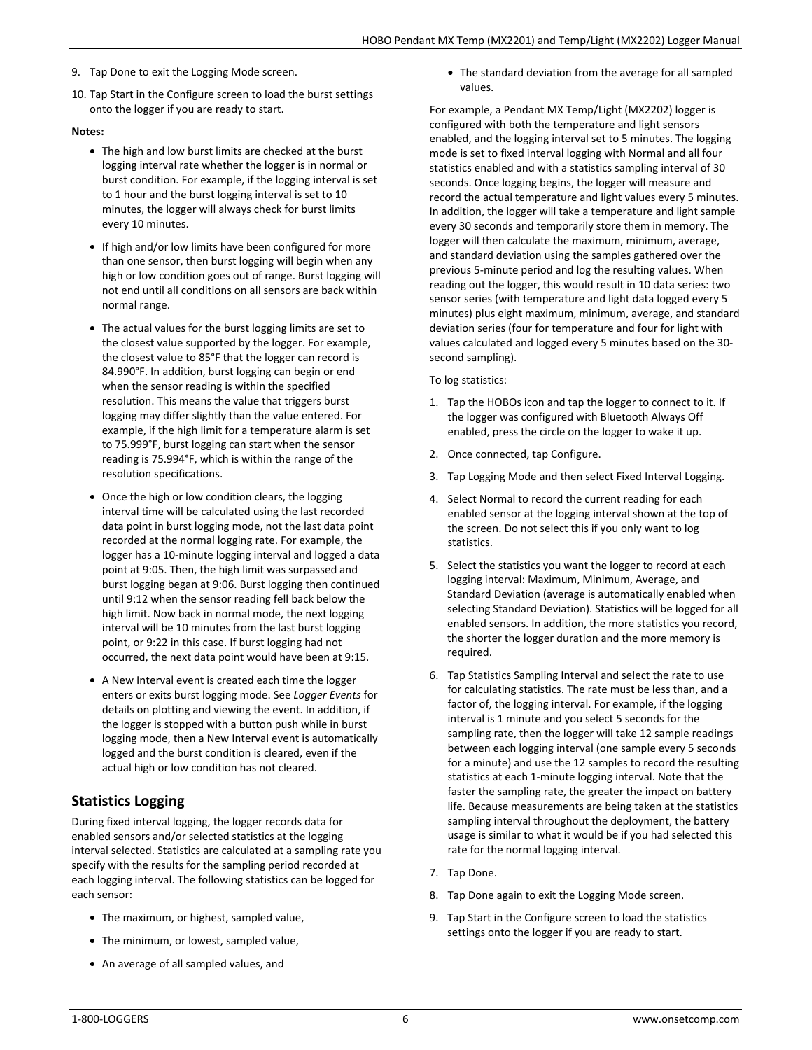9. Tap Done to exit the Logging Mode screen.
10. Tap Start in the Configure screen to load the burst settings onto the logger if you are ready to start.

**Notes:**

- The high and low burst limits are checked at the burst logging interval rate whether the logger is in normal or burst condition. For example, if the logging interval is set to 1 hour and the burst logging interval is set to 10 minutes, the logger will always check for burst limits every 10 minutes.
- If high and/or low limits have been configured for more than one sensor, then burst logging will begin when any high or low condition goes out of range. Burst logging will not end until all conditions on all sensors are back within normal range.
- The actual values for the burst logging limits are set to the closest value supported by the logger. For example, the closest value to 85°F that the logger can record is 84.990°F. In addition, burst logging can begin or end when the sensor reading is within the specified resolution. This means the value that triggers burst logging may differ slightly than the value entered. For example, if the high limit for a temperature alarm is set to 75.999°F, burst logging can start when the sensor reading is 75.994°F, which is within the range of the resolution specifications.
- Once the high or low condition clears, the logging interval time will be calculated using the last recorded data point in burst logging mode, not the last data point recorded at the normal logging rate. For example, the logger has a 10-minute logging interval and logged a data point at 9:05. Then, the high limit was surpassed and burst logging began at 9:06. Burst logging then continued until 9:12 when the sensor reading fell back below the high limit. Now back in normal mode, the next logging interval will be 10 minutes from the last burst logging point, or 9:22 in this case. If burst logging had not occurred, the next data point would have been at 9:15.
- A New Interval event is created each time the logger enters or exits burst logging mode. See *Logger Events* for details on plotting and viewing the event. In addition, if the logger is stopped with a button push while in burst logging mode, then a New Interval event is automatically logged and the burst condition is cleared, even if the actual high or low condition has not cleared.

## Statistics Logging

During fixed interval logging, the logger records data for enabled sensors and/or selected statistics at the logging interval selected. Statistics are calculated at a sampling rate you specify with the results for the sampling period recorded at each logging interval. The following statistics can be logged for each sensor:

- The maximum, or highest, sampled value,
- The minimum, or lowest, sampled value,
- An average of all sampled values, and
- The standard deviation from the average for all sampled values.

For example, a Pendant MX Temp/Light (MX2202) logger is configured with both the temperature and light sensors enabled, and the logging interval set to 5 minutes. The logging mode is set to fixed interval logging with Normal and all four statistics enabled and with a statistics sampling interval of 30 seconds. Once logging begins, the logger will measure and record the actual temperature and light values every 5 minutes. In addition, the logger will take a temperature and light sample every 30 seconds and temporarily store them in memory. The logger will then calculate the maximum, minimum, average, and standard deviation using the samples gathered over the previous 5-minute period and log the resulting values. When reading out the logger, this would result in 10 data series: two sensor series (with temperature and light data logged every 5 minutes) plus eight maximum, minimum, average, and standard deviation series (four for temperature and four for light with values calculated and logged every 5 minutes based on the 30-second sampling).

To log statistics:

1. Tap the HOBOs icon and tap the logger to connect to it. If the logger was configured with Bluetooth Always Off enabled, press the circle on the logger to wake it up.
2. Once connected, tap Configure.
3. Tap Logging Mode and then select Fixed Interval Logging.
4. Select Normal to record the current reading for each enabled sensor at the logging interval shown at the top of the screen. Do not select this if you only want to log statistics.
5. Select the statistics you want the logger to record at each logging interval: Maximum, Minimum, Average, and Standard Deviation (average is automatically enabled when selecting Standard Deviation). Statistics will be logged for all enabled sensors. In addition, the more statistics you record, the shorter the logger duration and the more memory is required.
6. Tap Statistics Sampling Interval and select the rate to use for calculating statistics. The rate must be less than, and a factor of, the logging interval. For example, if the logging interval is 1 minute and you select 5 seconds for the sampling rate, then the logger will take 12 sample readings between each logging interval (one sample every 5 seconds for a minute) and use the 12 samples to record the resulting statistics at each 1-minute logging interval. Note that the faster the sampling rate, the greater the impact on battery life. Because measurements are being taken at the statistics sampling interval throughout the deployment, the battery usage is similar to what it would be if you had selected this rate for the normal logging interval.
7. Tap Done.
8. Tap Done again to exit the Logging Mode screen.
9. Tap Start in the Configure screen to load the statistics settings onto the logger if you are ready to start.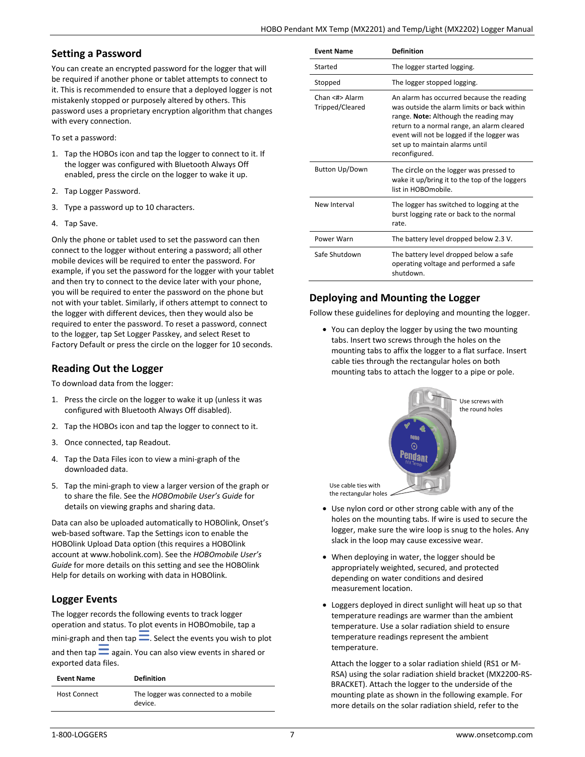## Setting a Password

You can create an encrypted password for the logger that will be required if another phone or tablet attempts to connect to it. This is recommended to ensure that a deployed logger is not mistakenly stopped or purposely altered by others. This password uses a proprietary encryption algorithm that changes with every connection.

To set a password:

1. Tap the HOBOs icon and tap the logger to connect to it. If the logger was configured with Bluetooth Always Off enabled, press the circle on the logger to wake it up.
2. Tap Logger Password.
3. Type a password up to 10 characters.
4. Tap Save.

Only the phone or tablet used to set the password can then connect to the logger without entering a password; all other mobile devices will be required to enter the password. For example, if you set the password for the logger with your tablet and then try to connect to the device later with your phone, you will be required to enter the password on the phone but not with your tablet. Similarly, if others attempt to connect to the logger with different devices, then they would also be required to enter the password. To reset a password, connect to the logger, tap Set Logger Passkey, and select Reset to Factory Default or press the circle on the logger for 10 seconds.

## Reading Out the Logger

To download data from the logger:

1. Press the circle on the logger to wake it up (unless it was configured with Bluetooth Always Off disabled).
2. Tap the HOBOs icon and tap the logger to connect to it.
3. Once connected, tap Readout.
4. Tap the Data Files icon to view a mini-graph of the downloaded data.
5. Tap the mini-graph to view a larger version of the graph or to share the file. See the *HOBOmobile User's Guide* for details on viewing graphs and sharing data.

Data can also be uploaded automatically to HOBOlink, Onset's web-based software. Tap the Settings icon to enable the HOBOlink Upload Data option (this requires a HOBOlink account at www.hobolink.com). See the *HOBOmobile User's Guide* for more details on this setting and see the HOBOlink Help for details on working with data in HOBOlink.

## Logger Events

The logger records the following events to track logger operation and status. To plot events in HOBOmobile, tap a mini-graph and then tap ☰. Select the events you wish to plot and then tap ☰ again. You can also view events in shared or exported data files.

| Event Name | Definition |
|---|---|
| Host Connect | The logger was connected to a mobile device. |
| Started | The logger started logging. |
| Stopped | The logger stopped logging. |
| Chan <#> Alarm Tripped/Cleared | An alarm has occurred because the reading was outside the alarm limits or back within range. **Note:** Although the reading may return to a normal range, an alarm cleared event will not be logged if the logger was set up to maintain alarms until reconfigured. |
| Button Up/Down | The circle on the logger was pressed to wake it up/bring it to the top of the loggers list in HOBOmobile. |
| New Interval | The logger has switched to logging at the burst logging rate or back to the normal rate. |
| Power Warn | The battery level dropped below 2.3 V. |
| Safe Shutdown | The battery level dropped below a safe operating voltage and performed a safe shutdown. |

## Deploying and Mounting the Logger

Follow these guidelines for deploying and mounting the logger.

- You can deploy the logger by using the two mounting tabs. Insert two screws through the holes on the mounting tabs to affix the logger to a flat surface. Insert cable ties through the rectangular holes on both mounting tabs to attach the logger to a pipe or pole.

Use screws with the round holes

Use cable ties with the rectangular holes

- Use nylon cord or other strong cable with any of the holes on the mounting tabs. If wire is used to secure the logger, make sure the wire loop is snug to the holes. Any slack in the loop may cause excessive wear.
- When deploying in water, the logger should be appropriately weighted, secured, and protected depending on water conditions and desired measurement location.
- Loggers deployed in direct sunlight will heat up so that temperature readings are warmer than the ambient temperature. Use a solar radiation shield to ensure temperature readings represent the ambient temperature.

  Attach the logger to a solar radiation shield (RS1 or M-RSA) using the solar radiation shield bracket (MX2200-RS-BRACKET). Attach the logger to the underside of the mounting plate as shown in the following example. For more details on the solar radiation shield, refer to the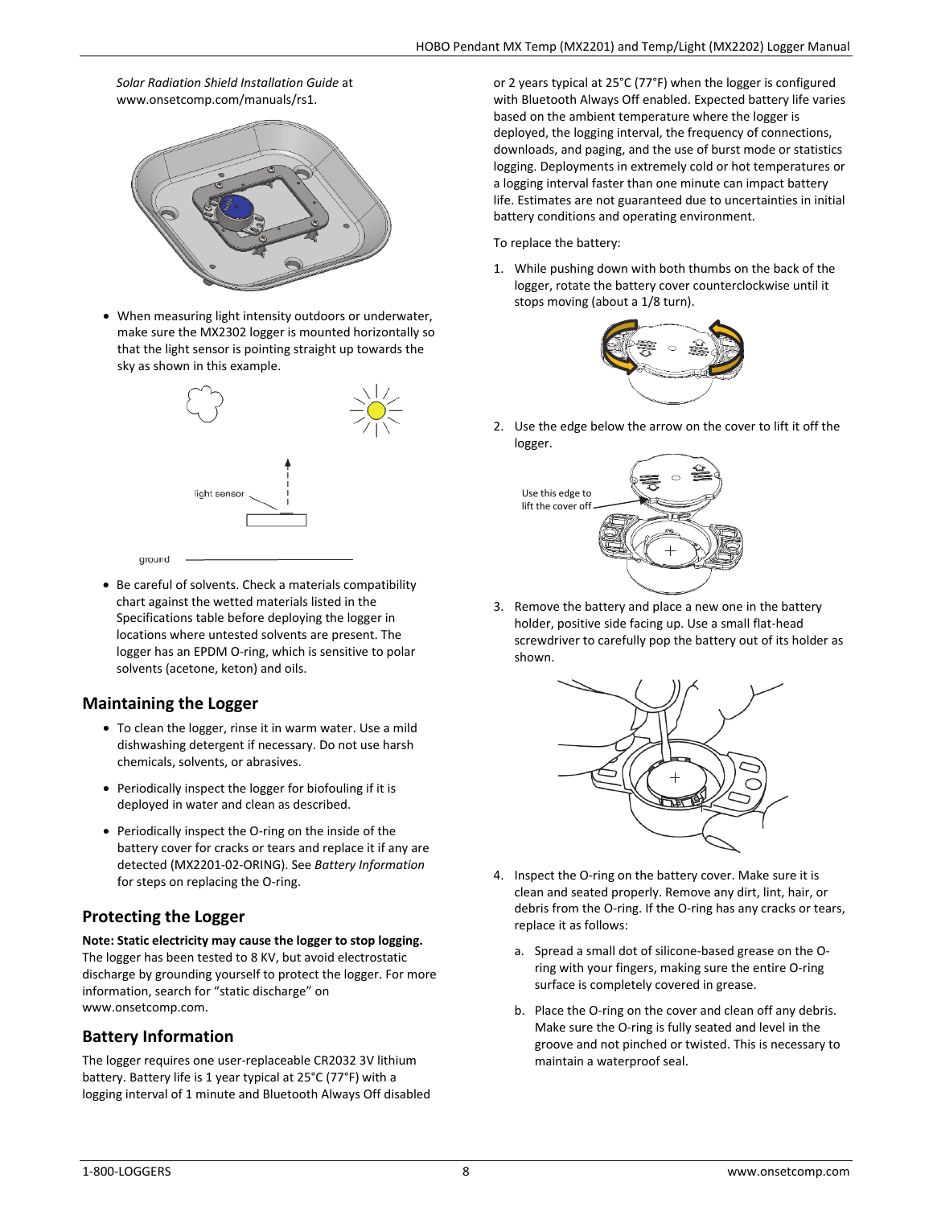*Solar Radiation Shield Installation Guide* at www.onsetcomp.com/manuals/rs1.

- When measuring light intensity outdoors or underwater, make sure the MX2302 logger is mounted horizontally so that the light sensor is pointing straight up towards the sky as shown in this example.

- Be careful of solvents. Check a materials compatibility chart against the wetted materials listed in the Specifications table before deploying the logger in locations where untested solvents are present. The logger has an EPDM O-ring, which is sensitive to polar solvents (acetone, keton) and oils.

## Maintaining the Logger

- To clean the logger, rinse it in warm water. Use a mild dishwashing detergent if necessary. Do not use harsh chemicals, solvents, or abrasives.
- Periodically inspect the logger for biofouling if it is deployed in water and clean as described.
- Periodically inspect the O-ring on the inside of the battery cover for cracks or tears and replace it if any are detected (MX2201-02-ORING). See *Battery Information* for steps on replacing the O-ring.

## Protecting the Logger

**Note: Static electricity may cause the logger to stop logging.** The logger has been tested to 8 KV, but avoid electrostatic discharge by grounding yourself to protect the logger. For more information, search for "static discharge" on www.onsetcomp.com.

## Battery Information

The logger requires one user-replaceable CR2032 3V lithium battery. Battery life is 1 year typical at 25°C (77°F) with a logging interval of 1 minute and Bluetooth Always Off disabled or 2 years typical at 25°C (77°F) when the logger is configured with Bluetooth Always Off enabled. Expected battery life varies based on the ambient temperature where the logger is deployed, the logging interval, the frequency of connections, downloads, and paging, and the use of burst mode or statistics logging. Deployments in extremely cold or hot temperatures or a logging interval faster than one minute can impact battery life. Estimates are not guaranteed due to uncertainties in initial battery conditions and operating environment.

To replace the battery:

1. While pushing down with both thumbs on the back of the logger, rotate the battery cover counterclockwise until it stops moving (about a 1/8 turn).

2. Use the edge below the arrow on the cover to lift it off the logger.

3. Remove the battery and place a new one in the battery holder, positive side facing up. Use a small flat-head screwdriver to carefully pop the battery out of its holder as shown.

4. Inspect the O-ring on the battery cover. Make sure it is clean and seated properly. Remove any dirt, lint, hair, or debris from the O-ring. If the O-ring has any cracks or tears, replace it as follows:

   a. Spread a small dot of silicone-based grease on the O-ring with your fingers, making sure the entire O-ring surface is completely covered in grease.

   b. Place the O-ring on the cover and clean off any debris. Make sure the O-ring is fully seated and level in the groove and not pinched or twisted. This is necessary to maintain a waterproof seal.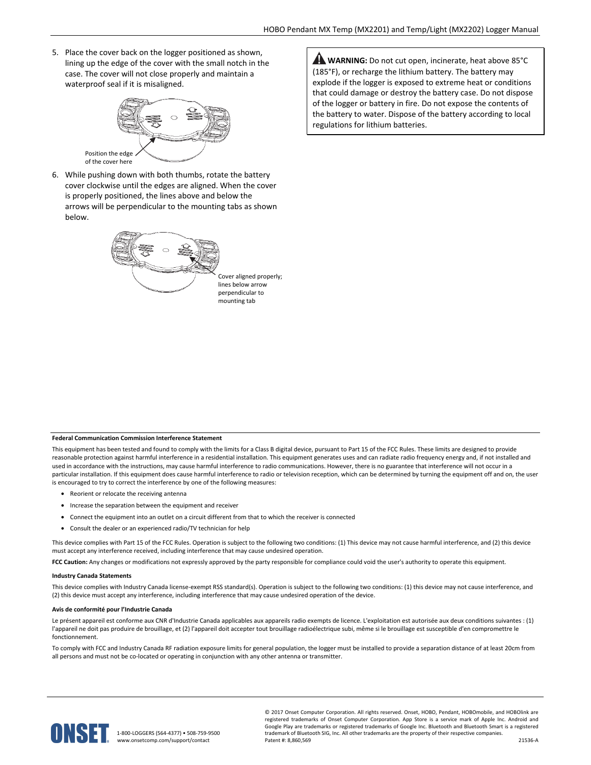5. Place the cover back on the logger positioned as shown, lining up the edge of the cover with the small notch in the case. The cover will not close properly and maintain a waterproof seal if it is misaligned.

Position the edge of the cover here

6. While pushing down with both thumbs, rotate the battery cover clockwise until the edges are aligned. When the cover is properly positioned, the lines above and below the arrows will be perpendicular to the mounting tabs as shown below.

Cover aligned properly; lines below arrow perpendicular to mounting tab

**WARNING:** Do not cut open, incinerate, heat above 85°C (185°F), or recharge the lithium battery. The battery may explode if the logger is exposed to extreme heat or conditions that could damage or destroy the battery case. Do not dispose of the logger or battery in fire. Do not expose the contents of the battery to water. Dispose of the battery according to local regulations for lithium batteries.

**Federal Communication Commission Interference Statement**

This equipment has been tested and found to comply with the limits for a Class B digital device, pursuant to Part 15 of the FCC Rules. These limits are designed to provide reasonable protection against harmful interference in a residential installation. This equipment generates uses and can radiate radio frequency energy and, if not installed and used in accordance with the instructions, may cause harmful interference to radio communications. However, there is no guarantee that interference will not occur in a particular installation. If this equipment does cause harmful interference to radio or television reception, which can be determined by turning the equipment off and on, the user is encouraged to try to correct the interference by one of the following measures:

- Reorient or relocate the receiving antenna
- Increase the separation between the equipment and receiver
- Connect the equipment into an outlet on a circuit different from that to which the receiver is connected
- Consult the dealer or an experienced radio/TV technician for help

This device complies with Part 15 of the FCC Rules. Operation is subject to the following two conditions: (1) This device may not cause harmful interference, and (2) this device must accept any interference received, including interference that may cause undesired operation.

**FCC Caution:** Any changes or modifications not expressly approved by the party responsible for compliance could void the user's authority to operate this equipment.

**Industry Canada Statements**

This device complies with Industry Canada license-exempt RSS standard(s). Operation is subject to the following two conditions: (1) this device may not cause interference, and (2) this device must accept any interference, including interference that may cause undesired operation of the device.

**Avis de conformité pour l'Industrie Canada**

Le présent appareil est conforme aux CNR d'Industrie Canada applicables aux appareils radio exempts de licence. L'exploitation est autorisée aux deux conditions suivantes : (1) l'appareil ne doit pas produire de brouillage, et (2) l'appareil doit accepter tout brouillage radioélectrique subi, même si le brouillage est susceptible d'en compromettre le fonctionnement.

To comply with FCC and Industry Canada RF radiation exposure limits for general population, the logger must be installed to provide a separation distance of at least 20cm from all persons and must not be co-located or operating in conjunction with any other antenna or transmitter.

ONSET

1-800-LOGGERS (564-4377) • 508-759-9500
www.onsetcomp.com/support/contact

© 2017 Onset Computer Corporation. All rights reserved. Onset, HOBO, Pendant, HOBOmobile, and HOBOlink are registered trademarks of Onset Computer Corporation. App Store is a service mark of Apple Inc. Android and Google Play are trademarks or registered trademarks of Google Inc. Bluetooth and Bluetooth Smart is a registered trademark of Bluetooth SIG, Inc. All other trademarks are the property of their respective companies.
Patent #: 8,860,569

21536-A